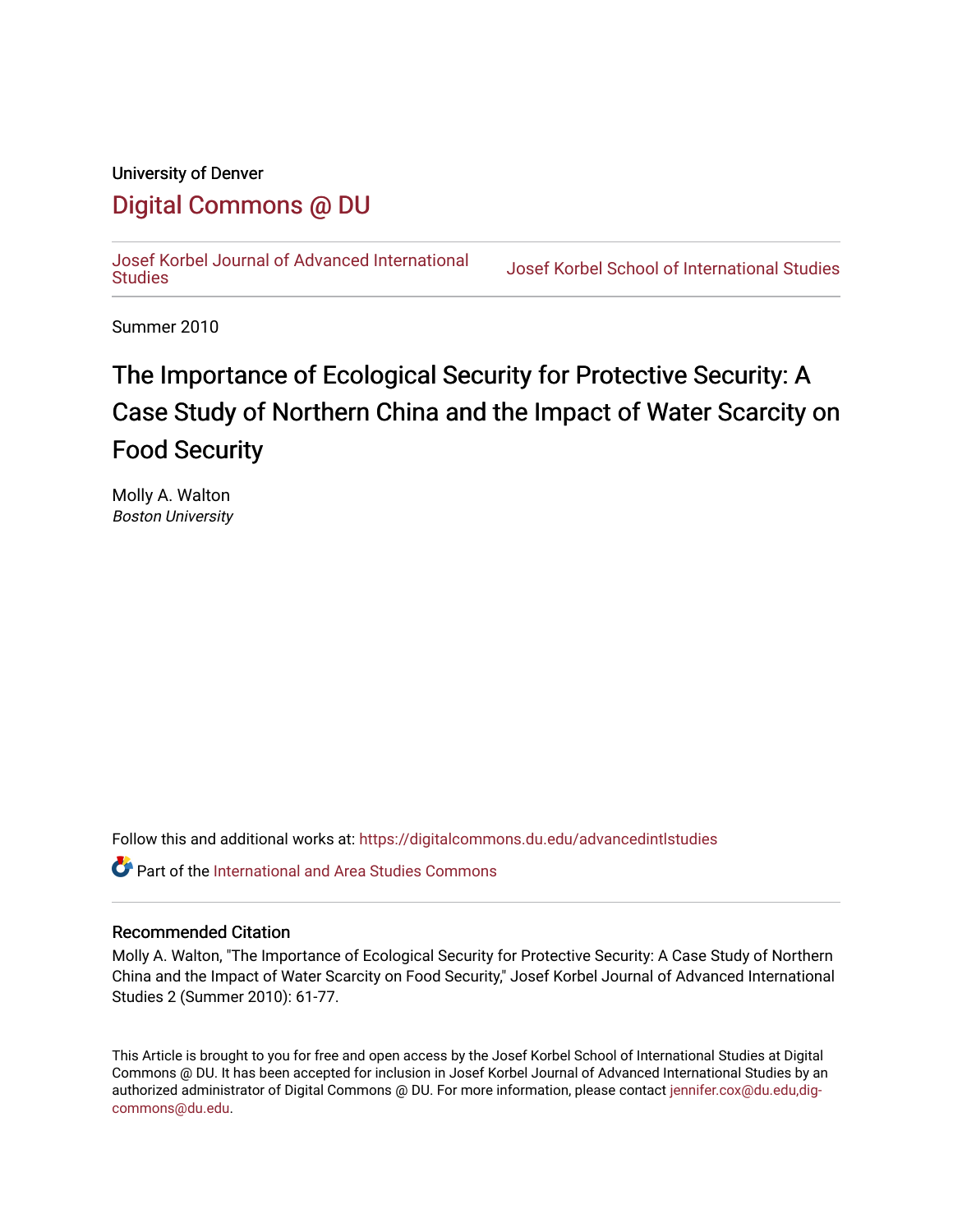University of Denver

# Digital Commons @ DU

Josef Korbel Journal of Advanced International Studies | Josef Korbel School of International Studies

Summer 2010

# The Importance of Ecological Security for Protective Security: A Case Study of Northern China and the Impact of Water Scarcity on Food Security

Molly A. Walton
*Boston University*

Follow this and additional works at: https://digitalcommons.du.edu/advancedintlstudies

Part of the International and Area Studies Commons

## Recommended Citation

Molly A. Walton, "The Importance of Ecological Security for Protective Security: A Case Study of Northern China and the Impact of Water Scarcity on Food Security," Josef Korbel Journal of Advanced International Studies 2 (Summer 2010): 61-77.

This Article is brought to you for free and open access by the Josef Korbel School of International Studies at Digital Commons @ DU. It has been accepted for inclusion in Josef Korbel Journal of Advanced International Studies by an authorized administrator of Digital Commons @ DU. For more information, please contact jennifer.cox@du.edu,dig-commons@du.edu.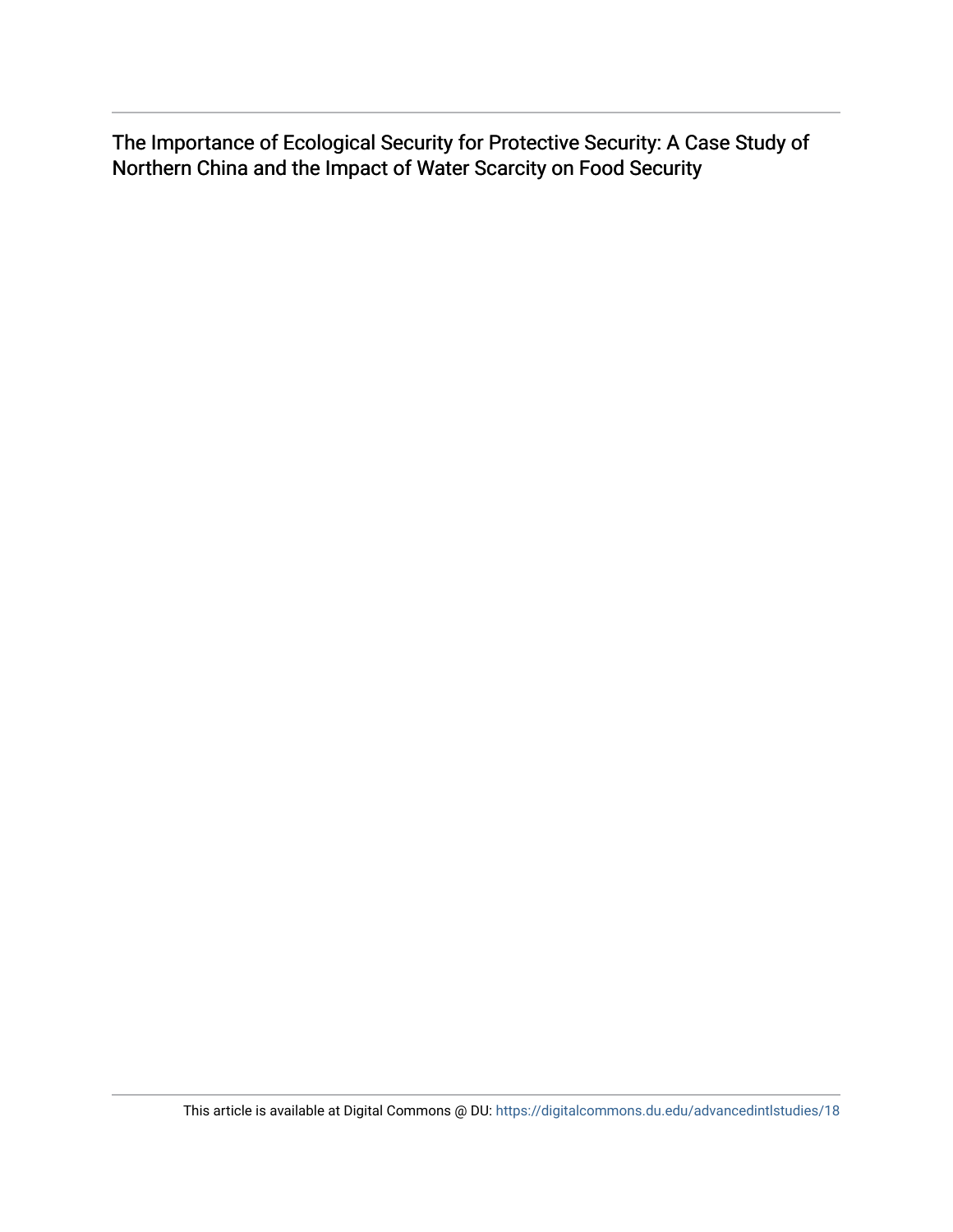The Importance of Ecological Security for Protective Security: A Case Study of Northern China and the Impact of Water Scarcity on Food Security

This article is available at Digital Commons @ DU: https://digitalcommons.du.edu/advancedintlstudies/18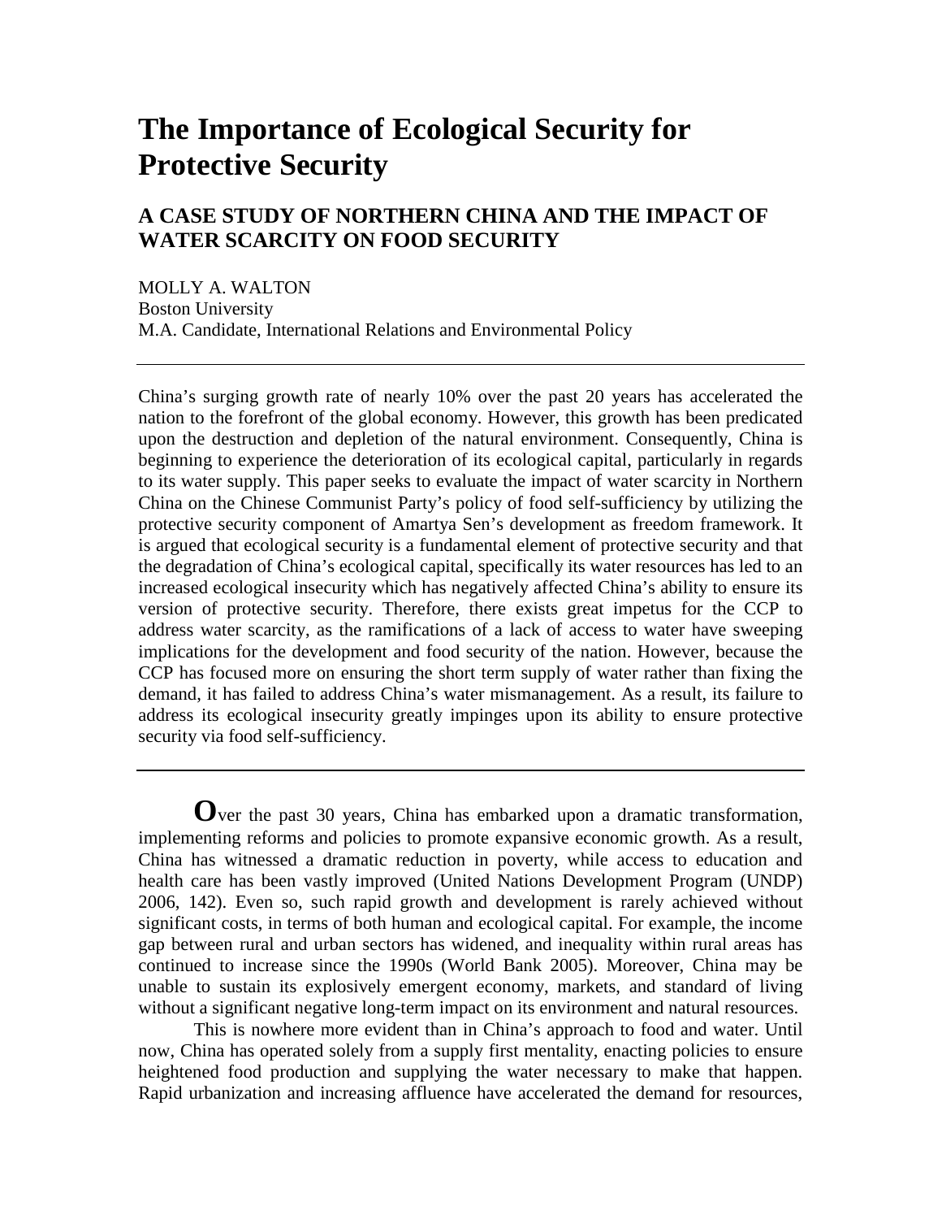# The Importance of Ecological Security for Protective Security

## A CASE STUDY OF NORTHERN CHINA AND THE IMPACT OF WATER SCARCITY ON FOOD SECURITY

MOLLY A. WALTON
Boston University
M.A. Candidate, International Relations and Environmental Policy

---

China's surging growth rate of nearly 10% over the past 20 years has accelerated the nation to the forefront of the global economy. However, this growth has been predicated upon the destruction and depletion of the natural environment. Consequently, China is beginning to experience the deterioration of its ecological capital, particularly in regards to its water supply. This paper seeks to evaluate the impact of water scarcity in Northern China on the Chinese Communist Party's policy of food self-sufficiency by utilizing the protective security component of Amartya Sen's development as freedom framework. It is argued that ecological security is a fundamental element of protective security and that the degradation of China's ecological capital, specifically its water resources has led to an increased ecological insecurity which has negatively affected China's ability to ensure its version of protective security. Therefore, there exists great impetus for the CCP to address water scarcity, as the ramifications of a lack of access to water have sweeping implications for the development and food security of the nation. However, because the CCP has focused more on ensuring the short term supply of water rather than fixing the demand, it has failed to address China's water mismanagement. As a result, its failure to address its ecological insecurity greatly impinges upon its ability to ensure protective security via food self-sufficiency.

---

**O**ver the past 30 years, China has embarked upon a dramatic transformation, implementing reforms and policies to promote expansive economic growth. As a result, China has witnessed a dramatic reduction in poverty, while access to education and health care has been vastly improved (United Nations Development Program (UNDP) 2006, 142). Even so, such rapid growth and development is rarely achieved without significant costs, in terms of both human and ecological capital. For example, the income gap between rural and urban sectors has widened, and inequality within rural areas has continued to increase since the 1990s (World Bank 2005). Moreover, China may be unable to sustain its explosively emergent economy, markets, and standard of living without a significant negative long-term impact on its environment and natural resources.

This is nowhere more evident than in China's approach to food and water. Until now, China has operated solely from a supply first mentality, enacting policies to ensure heightened food production and supplying the water necessary to make that happen. Rapid urbanization and increasing affluence have accelerated the demand for resources,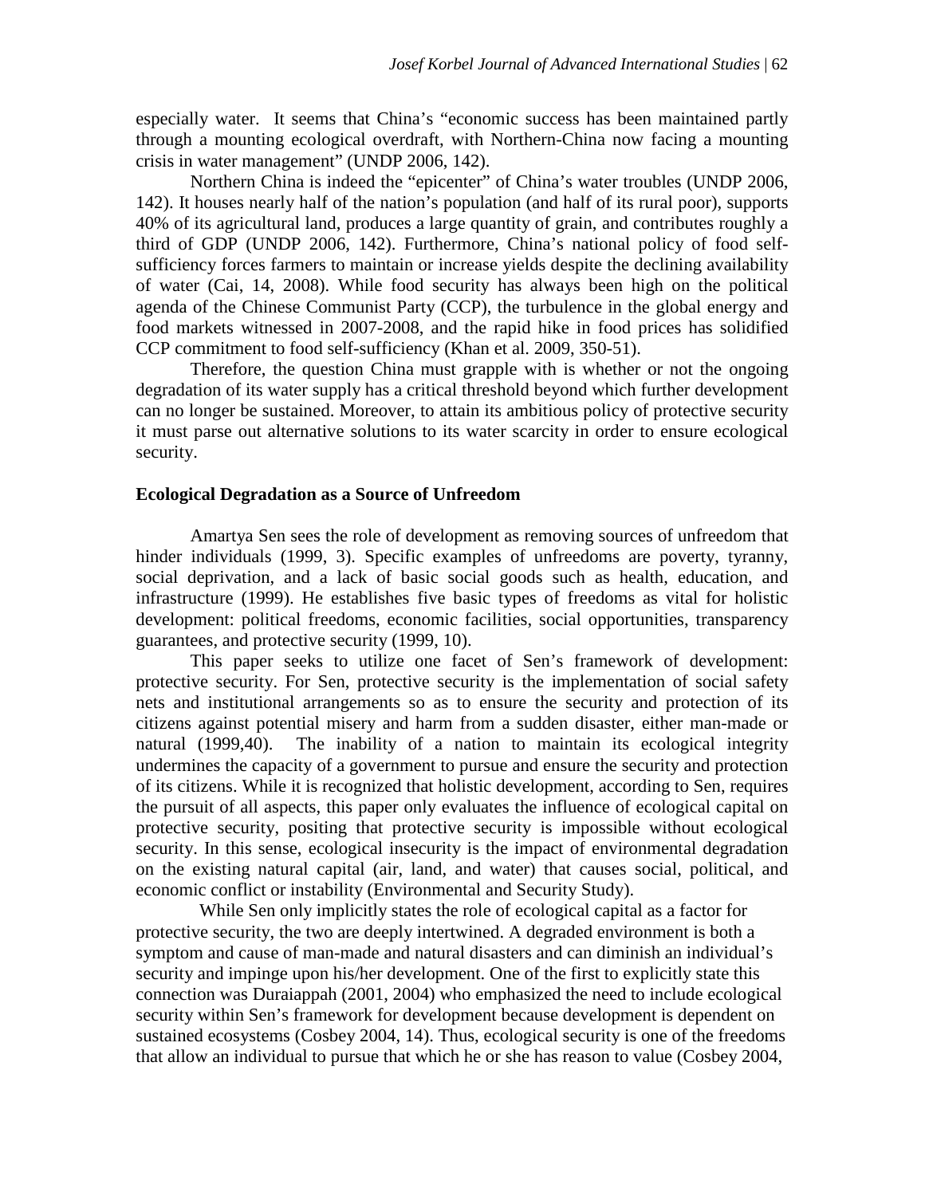especially water. It seems that China's "economic success has been maintained partly through a mounting ecological overdraft, with Northern-China now facing a mounting crisis in water management" (UNDP 2006, 142).

Northern China is indeed the "epicenter" of China's water troubles (UNDP 2006, 142). It houses nearly half of the nation's population (and half of its rural poor), supports 40% of its agricultural land, produces a large quantity of grain, and contributes roughly a third of GDP (UNDP 2006, 142). Furthermore, China's national policy of food self-sufficiency forces farmers to maintain or increase yields despite the declining availability of water (Cai, 14, 2008). While food security has always been high on the political agenda of the Chinese Communist Party (CCP), the turbulence in the global energy and food markets witnessed in 2007-2008, and the rapid hike in food prices has solidified CCP commitment to food self-sufficiency (Khan et al. 2009, 350-51).

Therefore, the question China must grapple with is whether or not the ongoing degradation of its water supply has a critical threshold beyond which further development can no longer be sustained. Moreover, to attain its ambitious policy of protective security it must parse out alternative solutions to its water scarcity in order to ensure ecological security.

### Ecological Degradation as a Source of Unfreedom

Amartya Sen sees the role of development as removing sources of unfreedom that hinder individuals (1999, 3). Specific examples of unfreedoms are poverty, tyranny, social deprivation, and a lack of basic social goods such as health, education, and infrastructure (1999). He establishes five basic types of freedoms as vital for holistic development: political freedoms, economic facilities, social opportunities, transparency guarantees, and protective security (1999, 10).

This paper seeks to utilize one facet of Sen's framework of development: protective security. For Sen, protective security is the implementation of social safety nets and institutional arrangements so as to ensure the security and protection of its citizens against potential misery and harm from a sudden disaster, either man-made or natural (1999,40). The inability of a nation to maintain its ecological integrity undermines the capacity of a government to pursue and ensure the security and protection of its citizens. While it is recognized that holistic development, according to Sen, requires the pursuit of all aspects, this paper only evaluates the influence of ecological capital on protective security, positing that protective security is impossible without ecological security. In this sense, ecological insecurity is the impact of environmental degradation on the existing natural capital (air, land, and water) that causes social, political, and economic conflict or instability (Environmental and Security Study).

While Sen only implicitly states the role of ecological capital as a factor for protective security, the two are deeply intertwined. A degraded environment is both a symptom and cause of man-made and natural disasters and can diminish an individual's security and impinge upon his/her development. One of the first to explicitly state this connection was Duraiappah (2001, 2004) who emphasized the need to include ecological security within Sen's framework for development because development is dependent on sustained ecosystems (Cosbey 2004, 14). Thus, ecological security is one of the freedoms that allow an individual to pursue that which he or she has reason to value (Cosbey 2004,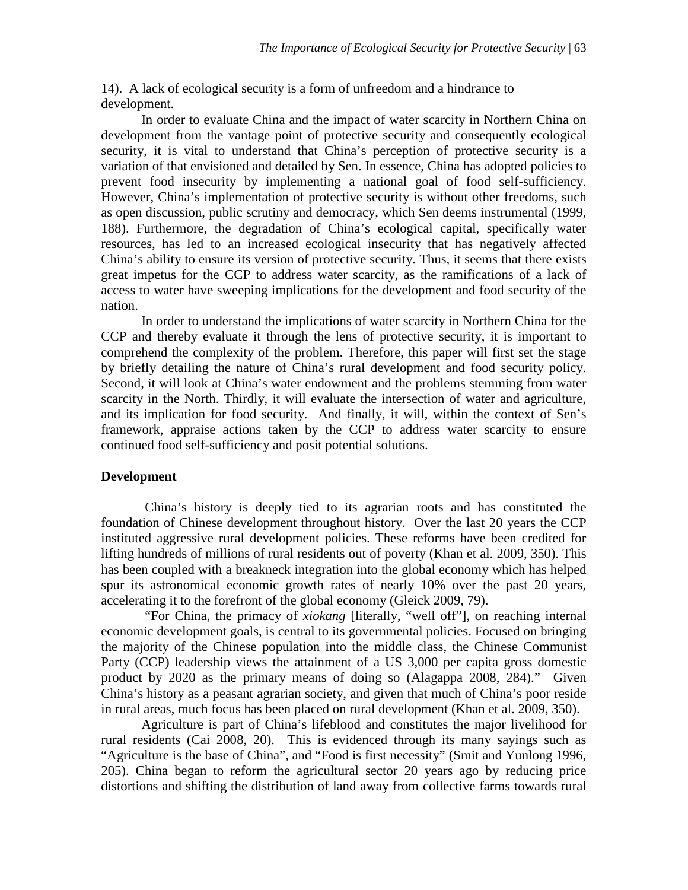14). A lack of ecological security is a form of unfreedom and a hindrance to development.

In order to evaluate China and the impact of water scarcity in Northern China on development from the vantage point of protective security and consequently ecological security, it is vital to understand that China's perception of protective security is a variation of that envisioned and detailed by Sen. In essence, China has adopted policies to prevent food insecurity by implementing a national goal of food self-sufficiency. However, China's implementation of protective security is without other freedoms, such as open discussion, public scrutiny and democracy, which Sen deems instrumental (1999, 188). Furthermore, the degradation of China's ecological capital, specifically water resources, has led to an increased ecological insecurity that has negatively affected China's ability to ensure its version of protective security. Thus, it seems that there exists great impetus for the CCP to address water scarcity, as the ramifications of a lack of access to water have sweeping implications for the development and food security of the nation.

In order to understand the implications of water scarcity in Northern China for the CCP and thereby evaluate it through the lens of protective security, it is important to comprehend the complexity of the problem. Therefore, this paper will first set the stage by briefly detailing the nature of China's rural development and food security policy. Second, it will look at China's water endowment and the problems stemming from water scarcity in the North. Thirdly, it will evaluate the intersection of water and agriculture, and its implication for food security. And finally, it will, within the context of Sen's framework, appraise actions taken by the CCP to address water scarcity to ensure continued food self-sufficiency and posit potential solutions.

## Development

China's history is deeply tied to its agrarian roots and has constituted the foundation of Chinese development throughout history. Over the last 20 years the CCP instituted aggressive rural development policies. These reforms have been credited for lifting hundreds of millions of rural residents out of poverty (Khan et al. 2009, 350). This has been coupled with a breakneck integration into the global economy which has helped spur its astronomical economic growth rates of nearly 10% over the past 20 years, accelerating it to the forefront of the global economy (Gleick 2009, 79).

"For China, the primacy of *xiokang* [literally, "well off"], on reaching internal economic development goals, is central to its governmental policies. Focused on bringing the majority of the Chinese population into the middle class, the Chinese Communist Party (CCP) leadership views the attainment of a US 3,000 per capita gross domestic product by 2020 as the primary means of doing so (Alagappa 2008, 284)." Given China's history as a peasant agrarian society, and given that much of China's poor reside in rural areas, much focus has been placed on rural development (Khan et al. 2009, 350).

Agriculture is part of China's lifeblood and constitutes the major livelihood for rural residents (Cai 2008, 20). This is evidenced through its many sayings such as "Agriculture is the base of China", and "Food is first necessity" (Smit and Yunlong 1996, 205). China began to reform the agricultural sector 20 years ago by reducing price distortions and shifting the distribution of land away from collective farms towards rural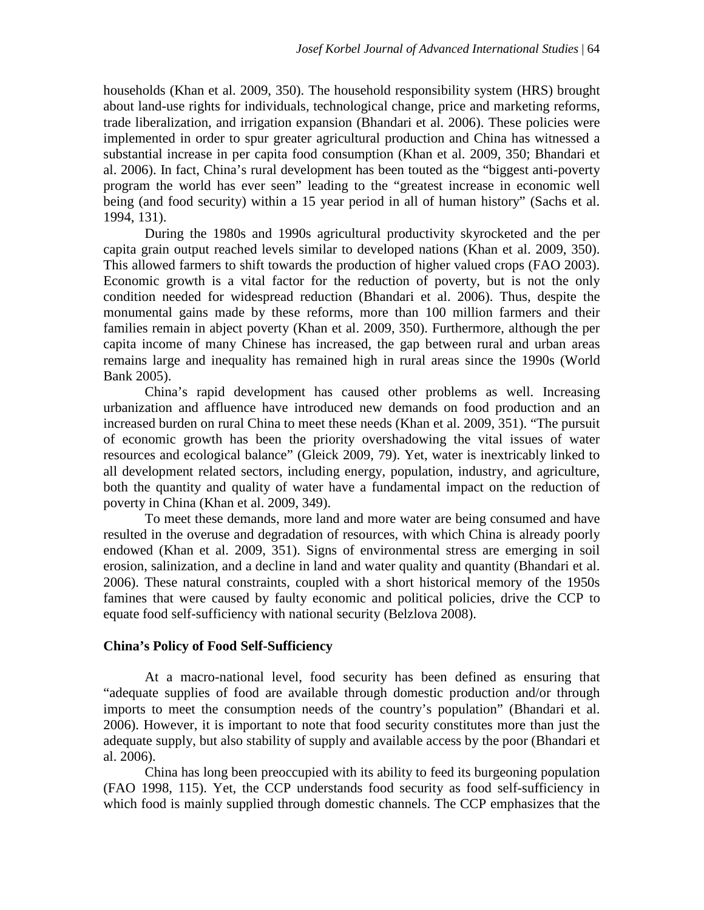households (Khan et al. 2009, 350). The household responsibility system (HRS) brought about land-use rights for individuals, technological change, price and marketing reforms, trade liberalization, and irrigation expansion (Bhandari et al. 2006). These policies were implemented in order to spur greater agricultural production and China has witnessed a substantial increase in per capita food consumption (Khan et al. 2009, 350; Bhandari et al. 2006). In fact, China's rural development has been touted as the "biggest anti-poverty program the world has ever seen" leading to the "greatest increase in economic well being (and food security) within a 15 year period in all of human history" (Sachs et al. 1994, 131).

During the 1980s and 1990s agricultural productivity skyrocketed and the per capita grain output reached levels similar to developed nations (Khan et al. 2009, 350). This allowed farmers to shift towards the production of higher valued crops (FAO 2003). Economic growth is a vital factor for the reduction of poverty, but is not the only condition needed for widespread reduction (Bhandari et al. 2006). Thus, despite the monumental gains made by these reforms, more than 100 million farmers and their families remain in abject poverty (Khan et al. 2009, 350). Furthermore, although the per capita income of many Chinese has increased, the gap between rural and urban areas remains large and inequality has remained high in rural areas since the 1990s (World Bank 2005).

China's rapid development has caused other problems as well. Increasing urbanization and affluence have introduced new demands on food production and an increased burden on rural China to meet these needs (Khan et al. 2009, 351). "The pursuit of economic growth has been the priority overshadowing the vital issues of water resources and ecological balance" (Gleick 2009, 79). Yet, water is inextricably linked to all development related sectors, including energy, population, industry, and agriculture, both the quantity and quality of water have a fundamental impact on the reduction of poverty in China (Khan et al. 2009, 349).

To meet these demands, more land and more water are being consumed and have resulted in the overuse and degradation of resources, with which China is already poorly endowed (Khan et al. 2009, 351). Signs of environmental stress are emerging in soil erosion, salinization, and a decline in land and water quality and quantity (Bhandari et al. 2006). These natural constraints, coupled with a short historical memory of the 1950s famines that were caused by faulty economic and political policies, drive the CCP to equate food self-sufficiency with national security (Belzlova 2008).

### China's Policy of Food Self-Sufficiency

At a macro-national level, food security has been defined as ensuring that "adequate supplies of food are available through domestic production and/or through imports to meet the consumption needs of the country's population" (Bhandari et al. 2006). However, it is important to note that food security constitutes more than just the adequate supply, but also stability of supply and available access by the poor (Bhandari et al. 2006).

China has long been preoccupied with its ability to feed its burgeoning population (FAO 1998, 115). Yet, the CCP understands food security as food self-sufficiency in which food is mainly supplied through domestic channels. The CCP emphasizes that the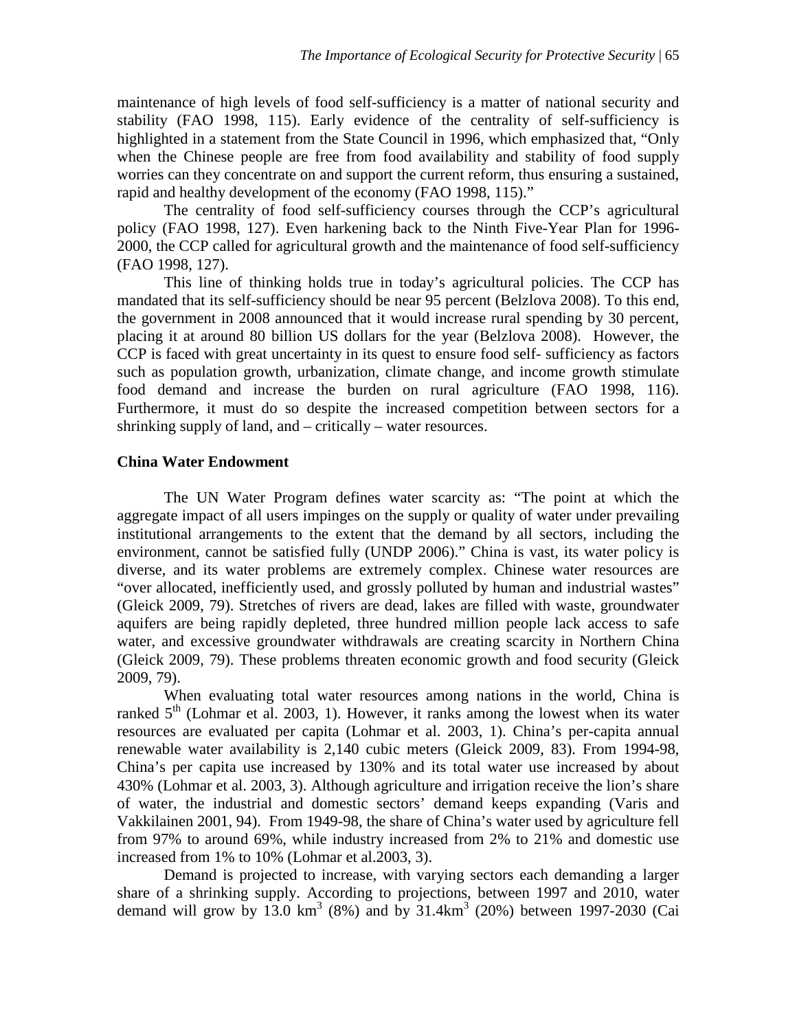maintenance of high levels of food self-sufficiency is a matter of national security and stability (FAO 1998, 115). Early evidence of the centrality of self-sufficiency is highlighted in a statement from the State Council in 1996, which emphasized that, "Only when the Chinese people are free from food availability and stability of food supply worries can they concentrate on and support the current reform, thus ensuring a sustained, rapid and healthy development of the economy (FAO 1998, 115)."

The centrality of food self-sufficiency courses through the CCP's agricultural policy (FAO 1998, 127). Even harkening back to the Ninth Five-Year Plan for 1996-2000, the CCP called for agricultural growth and the maintenance of food self-sufficiency (FAO 1998, 127).

This line of thinking holds true in today's agricultural policies. The CCP has mandated that its self-sufficiency should be near 95 percent (Belzlova 2008). To this end, the government in 2008 announced that it would increase rural spending by 30 percent, placing it at around 80 billion US dollars for the year (Belzlova 2008). However, the CCP is faced with great uncertainty in its quest to ensure food self- sufficiency as factors such as population growth, urbanization, climate change, and income growth stimulate food demand and increase the burden on rural agriculture (FAO 1998, 116). Furthermore, it must do so despite the increased competition between sectors for a shrinking supply of land, and – critically – water resources.

## China Water Endowment

The UN Water Program defines water scarcity as: "The point at which the aggregate impact of all users impinges on the supply or quality of water under prevailing institutional arrangements to the extent that the demand by all sectors, including the environment, cannot be satisfied fully (UNDP 2006)." China is vast, its water policy is diverse, and its water problems are extremely complex. Chinese water resources are "over allocated, inefficiently used, and grossly polluted by human and industrial wastes" (Gleick 2009, 79). Stretches of rivers are dead, lakes are filled with waste, groundwater aquifers are being rapidly depleted, three hundred million people lack access to safe water, and excessive groundwater withdrawals are creating scarcity in Northern China (Gleick 2009, 79). These problems threaten economic growth and food security (Gleick 2009, 79).

When evaluating total water resources among nations in the world, China is ranked 5$^{th}$ (Lohmar et al. 2003, 1). However, it ranks among the lowest when its water resources are evaluated per capita (Lohmar et al. 2003, 1). China's per-capita annual renewable water availability is 2,140 cubic meters (Gleick 2009, 83). From 1994-98, China's per capita use increased by 130% and its total water use increased by about 430% (Lohmar et al. 2003, 3). Although agriculture and irrigation receive the lion's share of water, the industrial and domestic sectors' demand keeps expanding (Varis and Vakkilainen 2001, 94). From 1949-98, the share of China's water used by agriculture fell from 97% to around 69%, while industry increased from 2% to 21% and domestic use increased from 1% to 10% (Lohmar et al.2003, 3).

Demand is projected to increase, with varying sectors each demanding a larger share of a shrinking supply. According to projections, between 1997 and 2010, water demand will grow by 13.0 $km^3$ (8%) and by 31.4$km^3$ (20%) between 1997-2030 (Cai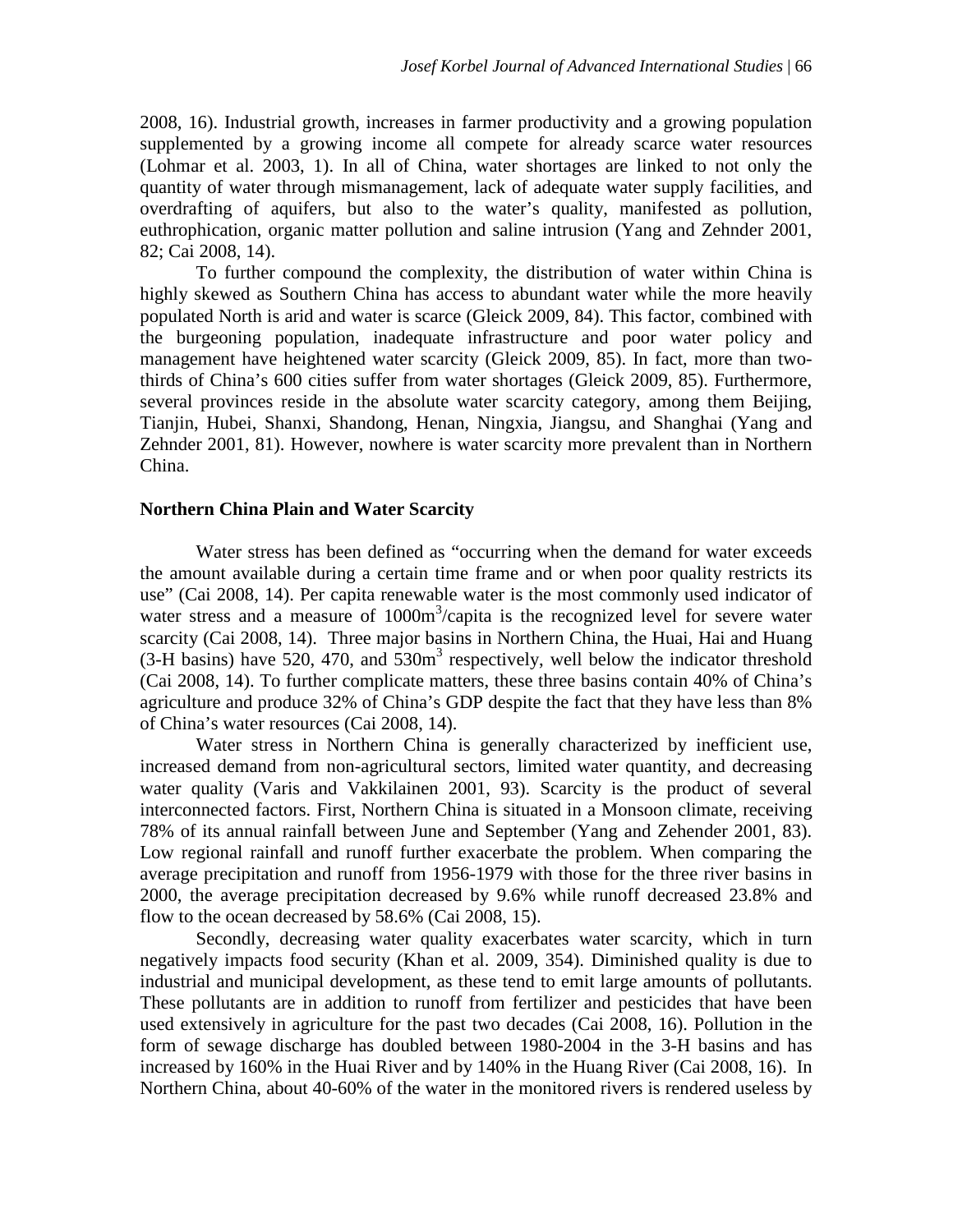2008, 16). Industrial growth, increases in farmer productivity and a growing population supplemented by a growing income all compete for already scarce water resources (Lohmar et al. 2003, 1). In all of China, water shortages are linked to not only the quantity of water through mismanagement, lack of adequate water supply facilities, and overdrafting of aquifers, but also to the water's quality, manifested as pollution, euthrophication, organic matter pollution and saline intrusion (Yang and Zehnder 2001, 82; Cai 2008, 14).

To further compound the complexity, the distribution of water within China is highly skewed as Southern China has access to abundant water while the more heavily populated North is arid and water is scarce (Gleick 2009, 84). This factor, combined with the burgeoning population, inadequate infrastructure and poor water policy and management have heightened water scarcity (Gleick 2009, 85). In fact, more than two-thirds of China's 600 cities suffer from water shortages (Gleick 2009, 85). Furthermore, several provinces reside in the absolute water scarcity category, among them Beijing, Tianjin, Hubei, Shanxi, Shandong, Henan, Ningxia, Jiangsu, and Shanghai (Yang and Zehnder 2001, 81). However, nowhere is water scarcity more prevalent than in Northern China.

## Northern China Plain and Water Scarcity

Water stress has been defined as "occurring when the demand for water exceeds the amount available during a certain time frame and or when poor quality restricts its use" (Cai 2008, 14). Per capita renewable water is the most commonly used indicator of water stress and a measure of $1000m^3$/capita is the recognized level for severe water scarcity (Cai 2008, 14). Three major basins in Northern China, the Huai, Hai and Huang (3-H basins) have 520, 470, and $530m^3$ respectively, well below the indicator threshold (Cai 2008, 14). To further complicate matters, these three basins contain 40% of China's agriculture and produce 32% of China's GDP despite the fact that they have less than 8% of China's water resources (Cai 2008, 14).

Water stress in Northern China is generally characterized by inefficient use, increased demand from non-agricultural sectors, limited water quantity, and decreasing water quality (Varis and Vakkilainen 2001, 93). Scarcity is the product of several interconnected factors. First, Northern China is situated in a Monsoon climate, receiving 78% of its annual rainfall between June and September (Yang and Zehender 2001, 83). Low regional rainfall and runoff further exacerbate the problem. When comparing the average precipitation and runoff from 1956-1979 with those for the three river basins in 2000, the average precipitation decreased by 9.6% while runoff decreased 23.8% and flow to the ocean decreased by 58.6% (Cai 2008, 15).

Secondly, decreasing water quality exacerbates water scarcity, which in turn negatively impacts food security (Khan et al. 2009, 354). Diminished quality is due to industrial and municipal development, as these tend to emit large amounts of pollutants. These pollutants are in addition to runoff from fertilizer and pesticides that have been used extensively in agriculture for the past two decades (Cai 2008, 16). Pollution in the form of sewage discharge has doubled between 1980-2004 in the 3-H basins and has increased by 160% in the Huai River and by 140% in the Huang River (Cai 2008, 16). In Northern China, about 40-60% of the water in the monitored rivers is rendered useless by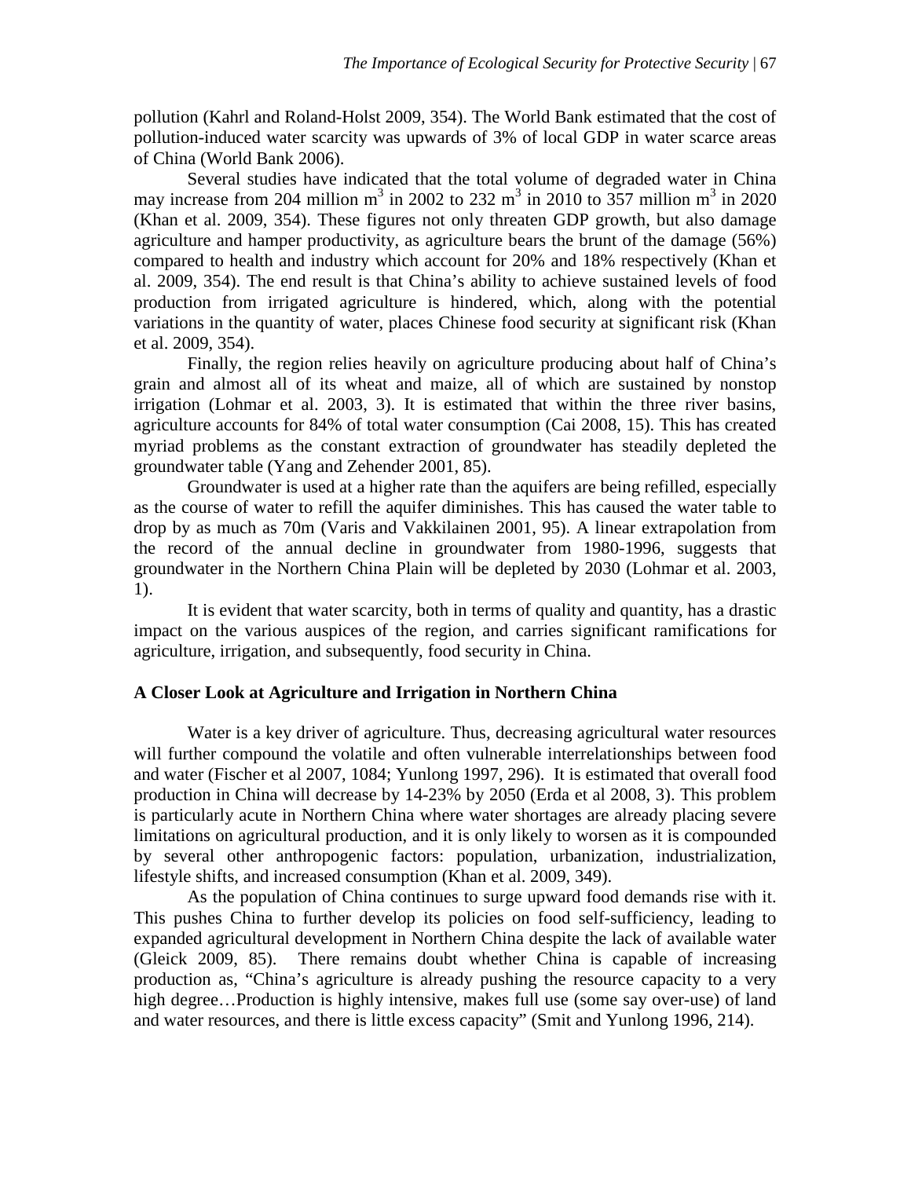pollution (Kahrl and Roland-Holst 2009, 354). The World Bank estimated that the cost of pollution-induced water scarcity was upwards of 3% of local GDP in water scarce areas of China (World Bank 2006).

Several studies have indicated that the total volume of degraded water in China may increase from 204 million $m^3$ in 2002 to 232 $m^3$ in 2010 to 357 million $m^3$ in 2020 (Khan et al. 2009, 354). These figures not only threaten GDP growth, but also damage agriculture and hamper productivity, as agriculture bears the brunt of the damage (56%) compared to health and industry which account for 20% and 18% respectively (Khan et al. 2009, 354). The end result is that China's ability to achieve sustained levels of food production from irrigated agriculture is hindered, which, along with the potential variations in the quantity of water, places Chinese food security at significant risk (Khan et al. 2009, 354).

Finally, the region relies heavily on agriculture producing about half of China's grain and almost all of its wheat and maize, all of which are sustained by nonstop irrigation (Lohmar et al. 2003, 3). It is estimated that within the three river basins, agriculture accounts for 84% of total water consumption (Cai 2008, 15). This has created myriad problems as the constant extraction of groundwater has steadily depleted the groundwater table (Yang and Zehender 2001, 85).

Groundwater is used at a higher rate than the aquifers are being refilled, especially as the course of water to refill the aquifer diminishes. This has caused the water table to drop by as much as 70m (Varis and Vakkilainen 2001, 95). A linear extrapolation from the record of the annual decline in groundwater from 1980-1996, suggests that groundwater in the Northern China Plain will be depleted by 2030 (Lohmar et al. 2003, 1).

It is evident that water scarcity, both in terms of quality and quantity, has a drastic impact on the various auspices of the region, and carries significant ramifications for agriculture, irrigation, and subsequently, food security in China.

### A Closer Look at Agriculture and Irrigation in Northern China

Water is a key driver of agriculture. Thus, decreasing agricultural water resources will further compound the volatile and often vulnerable interrelationships between food and water (Fischer et al 2007, 1084; Yunlong 1997, 296). It is estimated that overall food production in China will decrease by 14-23% by 2050 (Erda et al 2008, 3). This problem is particularly acute in Northern China where water shortages are already placing severe limitations on agricultural production, and it is only likely to worsen as it is compounded by several other anthropogenic factors: population, urbanization, industrialization, lifestyle shifts, and increased consumption (Khan et al. 2009, 349).

As the population of China continues to surge upward food demands rise with it. This pushes China to further develop its policies on food self-sufficiency, leading to expanded agricultural development in Northern China despite the lack of available water (Gleick 2009, 85). There remains doubt whether China is capable of increasing production as, "China's agriculture is already pushing the resource capacity to a very high degree…Production is highly intensive, makes full use (some say over-use) of land and water resources, and there is little excess capacity" (Smit and Yunlong 1996, 214).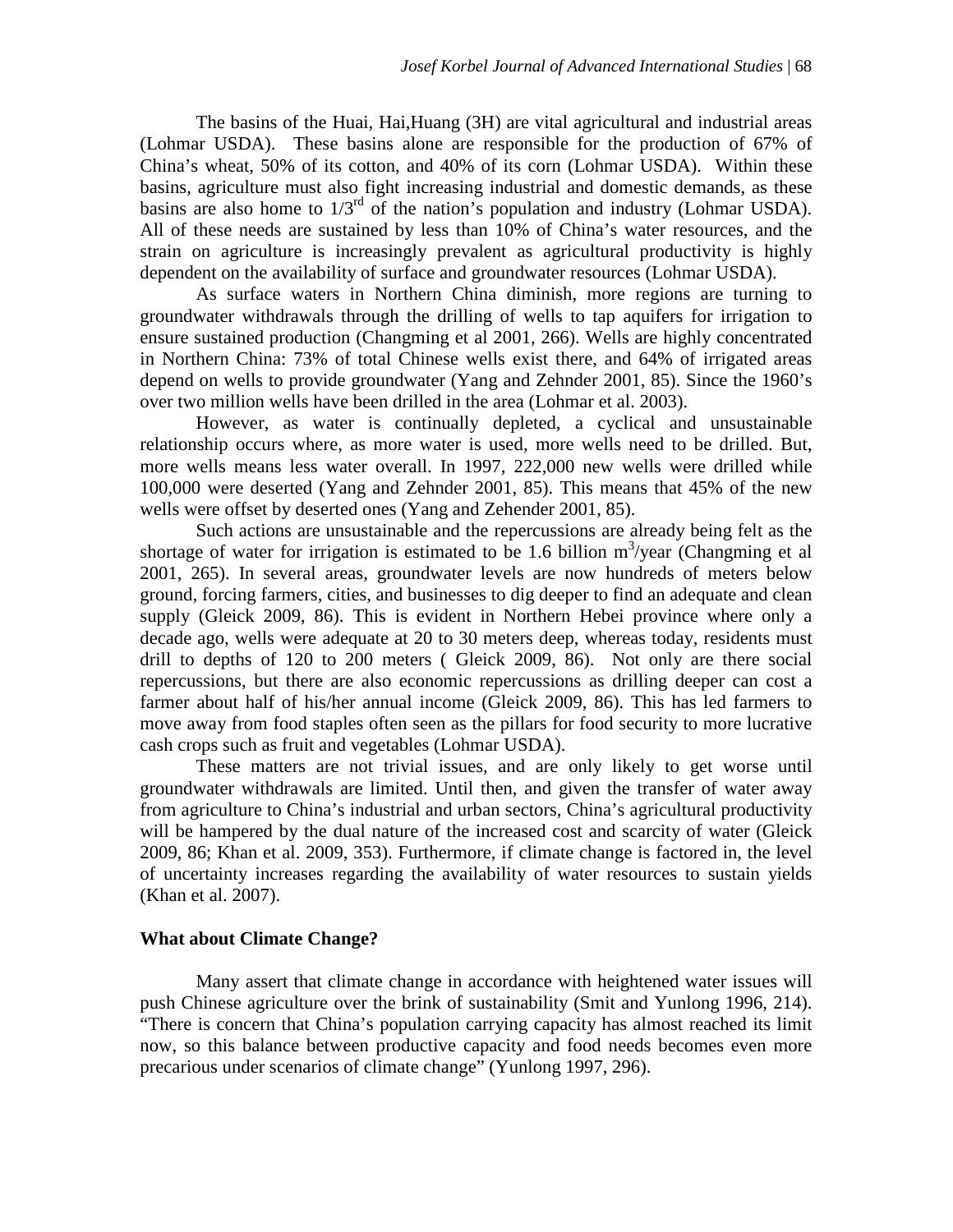The basins of the Huai, Hai,Huang (3H) are vital agricultural and industrial areas (Lohmar USDA). These basins alone are responsible for the production of 67% of China's wheat, 50% of its cotton, and 40% of its corn (Lohmar USDA). Within these basins, agriculture must also fight increasing industrial and domestic demands, as these basins are also home to 1/3rd of the nation's population and industry (Lohmar USDA). All of these needs are sustained by less than 10% of China's water resources, and the strain on agriculture is increasingly prevalent as agricultural productivity is highly dependent on the availability of surface and groundwater resources (Lohmar USDA).

As surface waters in Northern China diminish, more regions are turning to groundwater withdrawals through the drilling of wells to tap aquifers for irrigation to ensure sustained production (Changming et al 2001, 266). Wells are highly concentrated in Northern China: 73% of total Chinese wells exist there, and 64% of irrigated areas depend on wells to provide groundwater (Yang and Zehnder 2001, 85). Since the 1960's over two million wells have been drilled in the area (Lohmar et al. 2003).

However, as water is continually depleted, a cyclical and unsustainable relationship occurs where, as more water is used, more wells need to be drilled. But, more wells means less water overall. In 1997, 222,000 new wells were drilled while 100,000 were deserted (Yang and Zehnder 2001, 85). This means that 45% of the new wells were offset by deserted ones (Yang and Zehender 2001, 85).

Such actions are unsustainable and the repercussions are already being felt as the shortage of water for irrigation is estimated to be 1.6 billion $m^3$/year (Changming et al 2001, 265). In several areas, groundwater levels are now hundreds of meters below ground, forcing farmers, cities, and businesses to dig deeper to find an adequate and clean supply (Gleick 2009, 86). This is evident in Northern Hebei province where only a decade ago, wells were adequate at 20 to 30 meters deep, whereas today, residents must drill to depths of 120 to 200 meters ( Gleick 2009, 86). Not only are there social repercussions, but there are also economic repercussions as drilling deeper can cost a farmer about half of his/her annual income (Gleick 2009, 86). This has led farmers to move away from food staples often seen as the pillars for food security to more lucrative cash crops such as fruit and vegetables (Lohmar USDA).

These matters are not trivial issues, and are only likely to get worse until groundwater withdrawals are limited. Until then, and given the transfer of water away from agriculture to China's industrial and urban sectors, China's agricultural productivity will be hampered by the dual nature of the increased cost and scarcity of water (Gleick 2009, 86; Khan et al. 2009, 353). Furthermore, if climate change is factored in, the level of uncertainty increases regarding the availability of water resources to sustain yields (Khan et al. 2007).

**What about Climate Change?**

Many assert that climate change in accordance with heightened water issues will push Chinese agriculture over the brink of sustainability (Smit and Yunlong 1996, 214). "There is concern that China's population carrying capacity has almost reached its limit now, so this balance between productive capacity and food needs becomes even more precarious under scenarios of climate change" (Yunlong 1997, 296).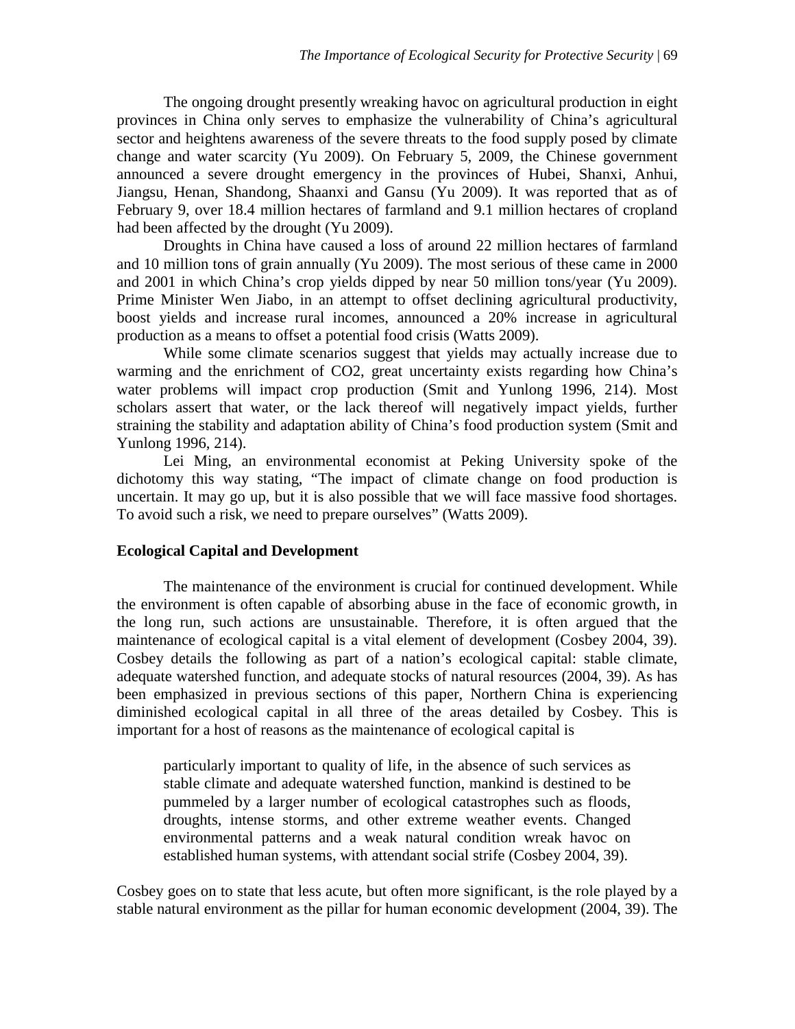The ongoing drought presently wreaking havoc on agricultural production in eight provinces in China only serves to emphasize the vulnerability of China's agricultural sector and heightens awareness of the severe threats to the food supply posed by climate change and water scarcity (Yu 2009). On February 5, 2009, the Chinese government announced a severe drought emergency in the provinces of Hubei, Shanxi, Anhui, Jiangsu, Henan, Shandong, Shaanxi and Gansu (Yu 2009). It was reported that as of February 9, over 18.4 million hectares of farmland and 9.1 million hectares of cropland had been affected by the drought (Yu 2009).

Droughts in China have caused a loss of around 22 million hectares of farmland and 10 million tons of grain annually (Yu 2009). The most serious of these came in 2000 and 2001 in which China's crop yields dipped by near 50 million tons/year (Yu 2009). Prime Minister Wen Jiabo, in an attempt to offset declining agricultural productivity, boost yields and increase rural incomes, announced a 20% increase in agricultural production as a means to offset a potential food crisis (Watts 2009).

While some climate scenarios suggest that yields may actually increase due to warming and the enrichment of CO2, great uncertainty exists regarding how China's water problems will impact crop production (Smit and Yunlong 1996, 214). Most scholars assert that water, or the lack thereof will negatively impact yields, further straining the stability and adaptation ability of China's food production system (Smit and Yunlong 1996, 214).

Lei Ming, an environmental economist at Peking University spoke of the dichotomy this way stating, "The impact of climate change on food production is uncertain. It may go up, but it is also possible that we will face massive food shortages. To avoid such a risk, we need to prepare ourselves" (Watts 2009).

### Ecological Capital and Development

The maintenance of the environment is crucial for continued development. While the environment is often capable of absorbing abuse in the face of economic growth, in the long run, such actions are unsustainable. Therefore, it is often argued that the maintenance of ecological capital is a vital element of development (Cosbey 2004, 39). Cosbey details the following as part of a nation's ecological capital: stable climate, adequate watershed function, and adequate stocks of natural resources (2004, 39). As has been emphasized in previous sections of this paper, Northern China is experiencing diminished ecological capital in all three of the areas detailed by Cosbey. This is important for a host of reasons as the maintenance of ecological capital is

> particularly important to quality of life, in the absence of such services as stable climate and adequate watershed function, mankind is destined to be pummeled by a larger number of ecological catastrophes such as floods, droughts, intense storms, and other extreme weather events. Changed environmental patterns and a weak natural condition wreak havoc on established human systems, with attendant social strife (Cosbey 2004, 39).

Cosbey goes on to state that less acute, but often more significant, is the role played by a stable natural environment as the pillar for human economic development (2004, 39). The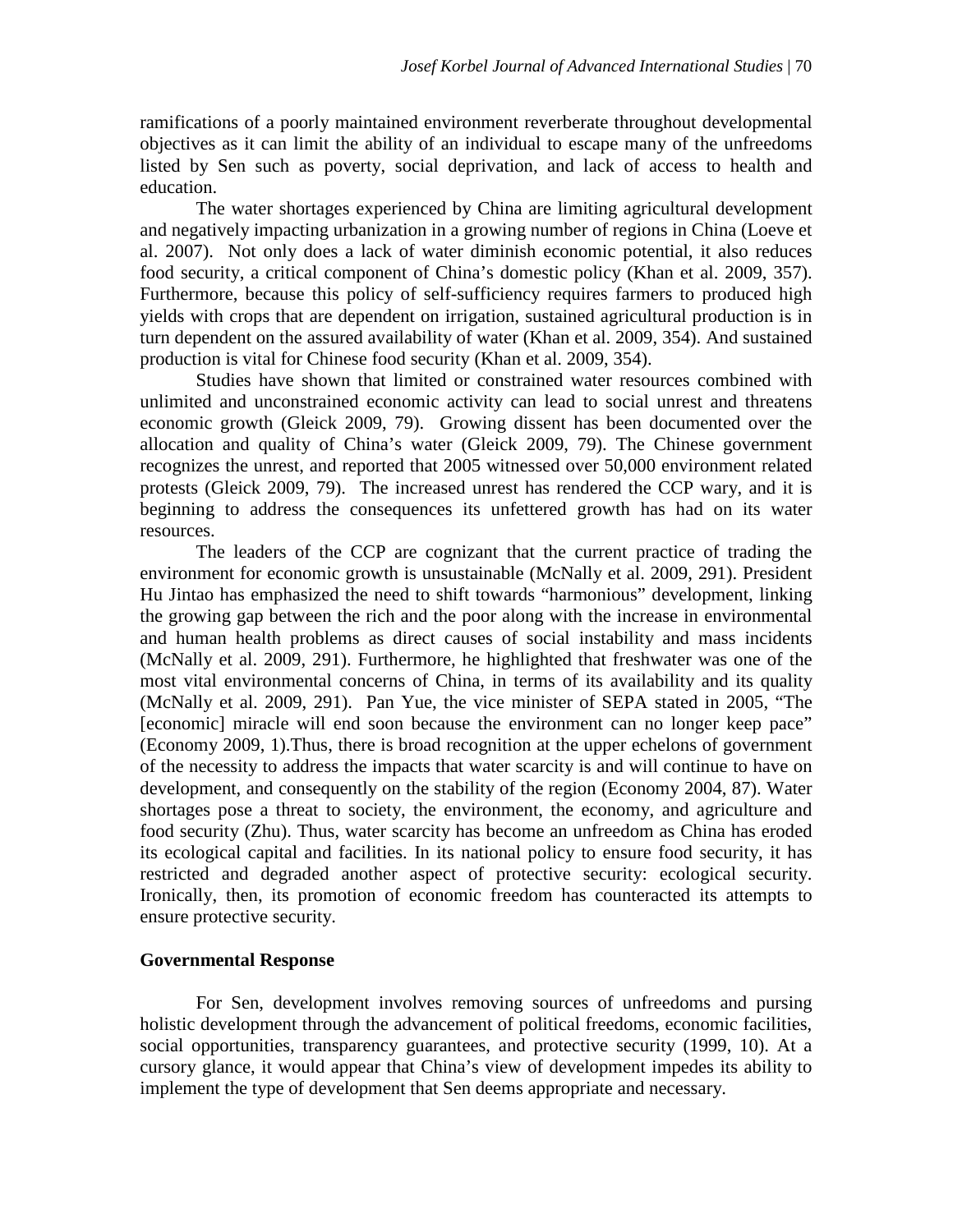ramifications of a poorly maintained environment reverberate throughout developmental objectives as it can limit the ability of an individual to escape many of the unfreedoms listed by Sen such as poverty, social deprivation, and lack of access to health and education.

The water shortages experienced by China are limiting agricultural development and negatively impacting urbanization in a growing number of regions in China (Loeve et al. 2007). Not only does a lack of water diminish economic potential, it also reduces food security, a critical component of China's domestic policy (Khan et al. 2009, 357). Furthermore, because this policy of self-sufficiency requires farmers to produced high yields with crops that are dependent on irrigation, sustained agricultural production is in turn dependent on the assured availability of water (Khan et al. 2009, 354). And sustained production is vital for Chinese food security (Khan et al. 2009, 354).

Studies have shown that limited or constrained water resources combined with unlimited and unconstrained economic activity can lead to social unrest and threatens economic growth (Gleick 2009, 79). Growing dissent has been documented over the allocation and quality of China's water (Gleick 2009, 79). The Chinese government recognizes the unrest, and reported that 2005 witnessed over 50,000 environment related protests (Gleick 2009, 79). The increased unrest has rendered the CCP wary, and it is beginning to address the consequences its unfettered growth has had on its water resources.

The leaders of the CCP are cognizant that the current practice of trading the environment for economic growth is unsustainable (McNally et al. 2009, 291). President Hu Jintao has emphasized the need to shift towards "harmonious" development, linking the growing gap between the rich and the poor along with the increase in environmental and human health problems as direct causes of social instability and mass incidents (McNally et al. 2009, 291). Furthermore, he highlighted that freshwater was one of the most vital environmental concerns of China, in terms of its availability and its quality (McNally et al. 2009, 291). Pan Yue, the vice minister of SEPA stated in 2005, "The [economic] miracle will end soon because the environment can no longer keep pace" (Economy 2009, 1).Thus, there is broad recognition at the upper echelons of government of the necessity to address the impacts that water scarcity is and will continue to have on development, and consequently on the stability of the region (Economy 2004, 87). Water shortages pose a threat to society, the environment, the economy, and agriculture and food security (Zhu). Thus, water scarcity has become an unfreedom as China has eroded its ecological capital and facilities. In its national policy to ensure food security, it has restricted and degraded another aspect of protective security: ecological security. Ironically, then, its promotion of economic freedom has counteracted its attempts to ensure protective security.

## Governmental Response

For Sen, development involves removing sources of unfreedoms and pursing holistic development through the advancement of political freedoms, economic facilities, social opportunities, transparency guarantees, and protective security (1999, 10). At a cursory glance, it would appear that China's view of development impedes its ability to implement the type of development that Sen deems appropriate and necessary.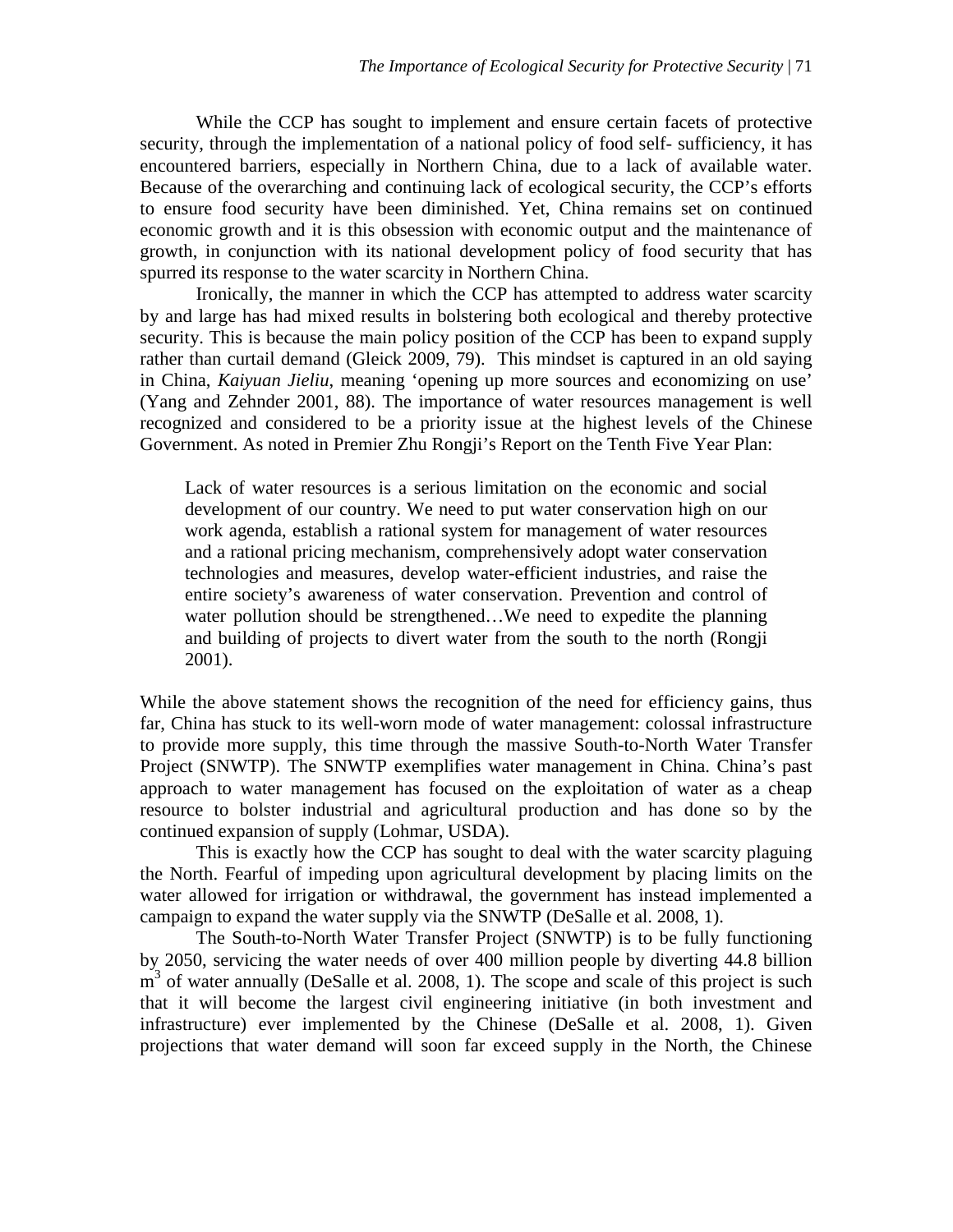While the CCP has sought to implement and ensure certain facets of protective security, through the implementation of a national policy of food self- sufficiency, it has encountered barriers, especially in Northern China, due to a lack of available water. Because of the overarching and continuing lack of ecological security, the CCP's efforts to ensure food security have been diminished. Yet, China remains set on continued economic growth and it is this obsession with economic output and the maintenance of growth, in conjunction with its national development policy of food security that has spurred its response to the water scarcity in Northern China.

Ironically, the manner in which the CCP has attempted to address water scarcity by and large has had mixed results in bolstering both ecological and thereby protective security. This is because the main policy position of the CCP has been to expand supply rather than curtail demand (Gleick 2009, 79). This mindset is captured in an old saying in China, *Kaiyuan Jieliu*, meaning 'opening up more sources and economizing on use' (Yang and Zehnder 2001, 88). The importance of water resources management is well recognized and considered to be a priority issue at the highest levels of the Chinese Government. As noted in Premier Zhu Rongji's Report on the Tenth Five Year Plan:

> Lack of water resources is a serious limitation on the economic and social development of our country. We need to put water conservation high on our work agenda, establish a rational system for management of water resources and a rational pricing mechanism, comprehensively adopt water conservation technologies and measures, develop water-efficient industries, and raise the entire society's awareness of water conservation. Prevention and control of water pollution should be strengthened…We need to expedite the planning and building of projects to divert water from the south to the north (Rongji 2001).

While the above statement shows the recognition of the need for efficiency gains, thus far, China has stuck to its well-worn mode of water management: colossal infrastructure to provide more supply, this time through the massive South-to-North Water Transfer Project (SNWTP). The SNWTP exemplifies water management in China. China's past approach to water management has focused on the exploitation of water as a cheap resource to bolster industrial and agricultural production and has done so by the continued expansion of supply (Lohmar, USDA).

This is exactly how the CCP has sought to deal with the water scarcity plaguing the North. Fearful of impeding upon agricultural development by placing limits on the water allowed for irrigation or withdrawal, the government has instead implemented a campaign to expand the water supply via the SNWTP (DeSalle et al. 2008, 1).

The South-to-North Water Transfer Project (SNWTP) is to be fully functioning by 2050, servicing the water needs of over 400 million people by diverting 44.8 billion $m^3$ of water annually (DeSalle et al. 2008, 1). The scope and scale of this project is such that it will become the largest civil engineering initiative (in both investment and infrastructure) ever implemented by the Chinese (DeSalle et al. 2008, 1). Given projections that water demand will soon far exceed supply in the North, the Chinese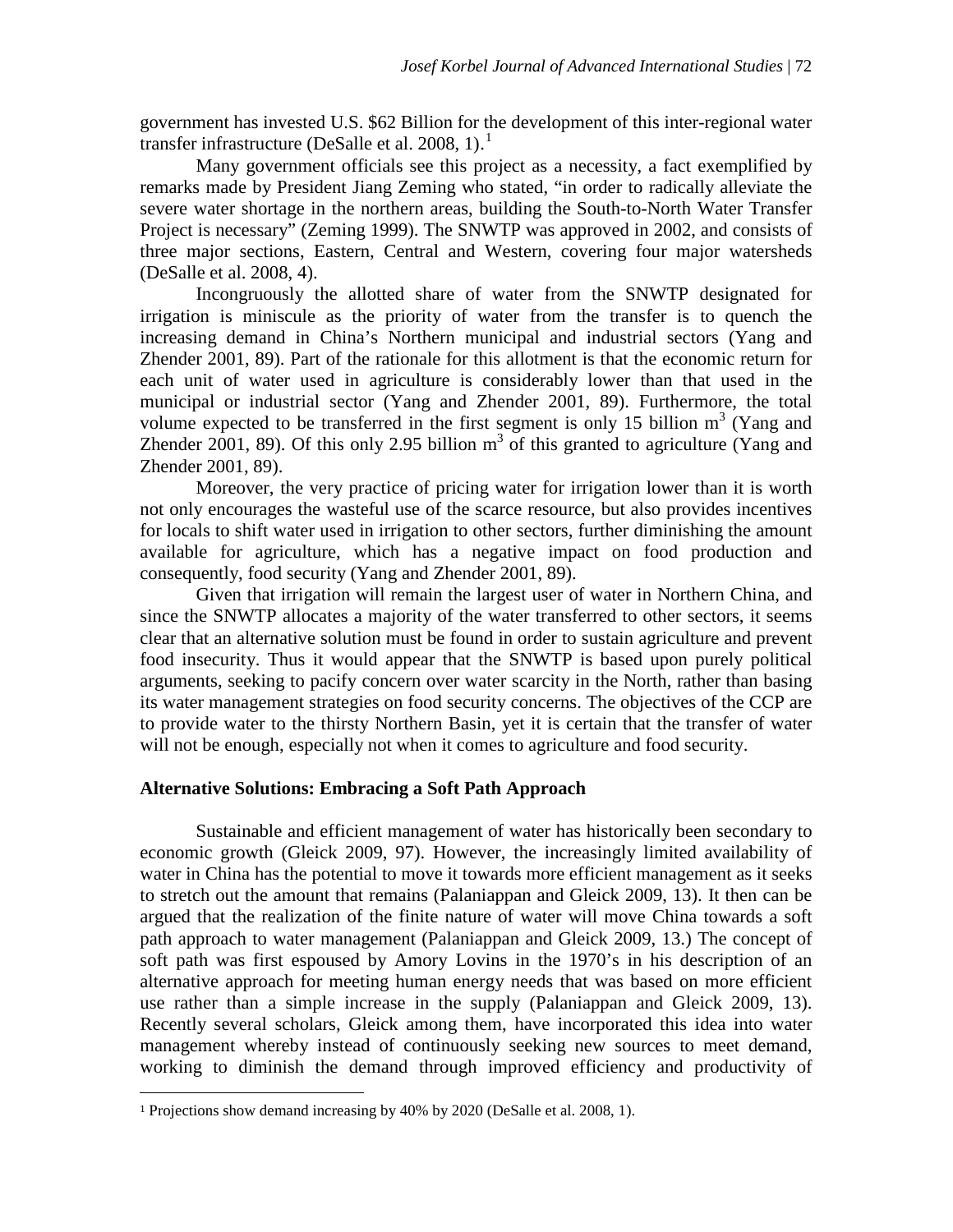government has invested U.S. $62 Billion for the development of this inter-regional water transfer infrastructure (DeSalle et al. 2008, 1).[1]

Many government officials see this project as a necessity, a fact exemplified by remarks made by President Jiang Zeming who stated, "in order to radically alleviate the severe water shortage in the northern areas, building the South-to-North Water Transfer Project is necessary" (Zeming 1999). The SNWTP was approved in 2002, and consists of three major sections, Eastern, Central and Western, covering four major watersheds (DeSalle et al. 2008, 4).

Incongruously the allotted share of water from the SNWTP designated for irrigation is miniscule as the priority of water from the transfer is to quench the increasing demand in China's Northern municipal and industrial sectors (Yang and Zhender 2001, 89). Part of the rationale for this allotment is that the economic return for each unit of water used in agriculture is considerably lower than that used in the municipal or industrial sector (Yang and Zhender 2001, 89). Furthermore, the total volume expected to be transferred in the first segment is only 15 billion $m^3$ (Yang and Zhender 2001, 89). Of this only 2.95 billion $m^3$ of this granted to agriculture (Yang and Zhender 2001, 89).

Moreover, the very practice of pricing water for irrigation lower than it is worth not only encourages the wasteful use of the scarce resource, but also provides incentives for locals to shift water used in irrigation to other sectors, further diminishing the amount available for agriculture, which has a negative impact on food production and consequently, food security (Yang and Zhender 2001, 89).

Given that irrigation will remain the largest user of water in Northern China, and since the SNWTP allocates a majority of the water transferred to other sectors, it seems clear that an alternative solution must be found in order to sustain agriculture and prevent food insecurity. Thus it would appear that the SNWTP is based upon purely political arguments, seeking to pacify concern over water scarcity in the North, rather than basing its water management strategies on food security concerns. The objectives of the CCP are to provide water to the thirsty Northern Basin, yet it is certain that the transfer of water will not be enough, especially not when it comes to agriculture and food security.

**Alternative Solutions: Embracing a Soft Path Approach**

Sustainable and efficient management of water has historically been secondary to economic growth (Gleick 2009, 97). However, the increasingly limited availability of water in China has the potential to move it towards more efficient management as it seeks to stretch out the amount that remains (Palaniappan and Gleick 2009, 13). It then can be argued that the realization of the finite nature of water will move China towards a soft path approach to water management (Palaniappan and Gleick 2009, 13.) The concept of soft path was first espoused by Amory Lovins in the 1970's in his description of an alternative approach for meeting human energy needs that was based on more efficient use rather than a simple increase in the supply (Palaniappan and Gleick 2009, 13). Recently several scholars, Gleick among them, have incorporated this idea into water management whereby instead of continuously seeking new sources to meet demand, working to diminish the demand through improved efficiency and productivity of

[1] Projections show demand increasing by 40% by 2020 (DeSalle et al. 2008, 1).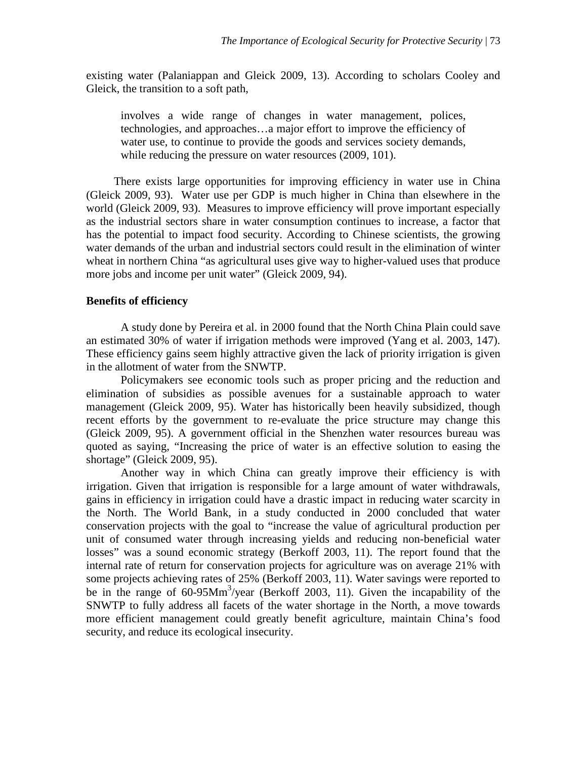existing water (Palaniappan and Gleick 2009, 13). According to scholars Cooley and Gleick, the transition to a soft path,

> involves a wide range of changes in water management, polices, technologies, and approaches…a major effort to improve the efficiency of water use, to continue to provide the goods and services society demands, while reducing the pressure on water resources (2009, 101).

There exists large opportunities for improving efficiency in water use in China (Gleick 2009, 93). Water use per GDP is much higher in China than elsewhere in the world (Gleick 2009, 93). Measures to improve efficiency will prove important especially as the industrial sectors share in water consumption continues to increase, a factor that has the potential to impact food security. According to Chinese scientists, the growing water demands of the urban and industrial sectors could result in the elimination of winter wheat in northern China "as agricultural uses give way to higher-valued uses that produce more jobs and income per unit water" (Gleick 2009, 94).

**Benefits of efficiency**

A study done by Pereira et al. in 2000 found that the North China Plain could save an estimated 30% of water if irrigation methods were improved (Yang et al. 2003, 147). These efficiency gains seem highly attractive given the lack of priority irrigation is given in the allotment of water from the SNWTP.

Policymakers see economic tools such as proper pricing and the reduction and elimination of subsidies as possible avenues for a sustainable approach to water management (Gleick 2009, 95). Water has historically been heavily subsidized, though recent efforts by the government to re-evaluate the price structure may change this (Gleick 2009, 95). A government official in the Shenzhen water resources bureau was quoted as saying, "Increasing the price of water is an effective solution to easing the shortage" (Gleick 2009, 95).

Another way in which China can greatly improve their efficiency is with irrigation. Given that irrigation is responsible for a large amount of water withdrawals, gains in efficiency in irrigation could have a drastic impact in reducing water scarcity in the North. The World Bank, in a study conducted in 2000 concluded that water conservation projects with the goal to "increase the value of agricultural production per unit of consumed water through increasing yields and reducing non-beneficial water losses" was a sound economic strategy (Berkoff 2003, 11). The report found that the internal rate of return for conservation projects for agriculture was on average 21% with some projects achieving rates of 25% (Berkoff 2003, 11). Water savings were reported to be in the range of 60-95$Mm^3$/year (Berkoff 2003, 11). Given the incapability of the SNWTP to fully address all facets of the water shortage in the North, a move towards more efficient management could greatly benefit agriculture, maintain China's food security, and reduce its ecological insecurity.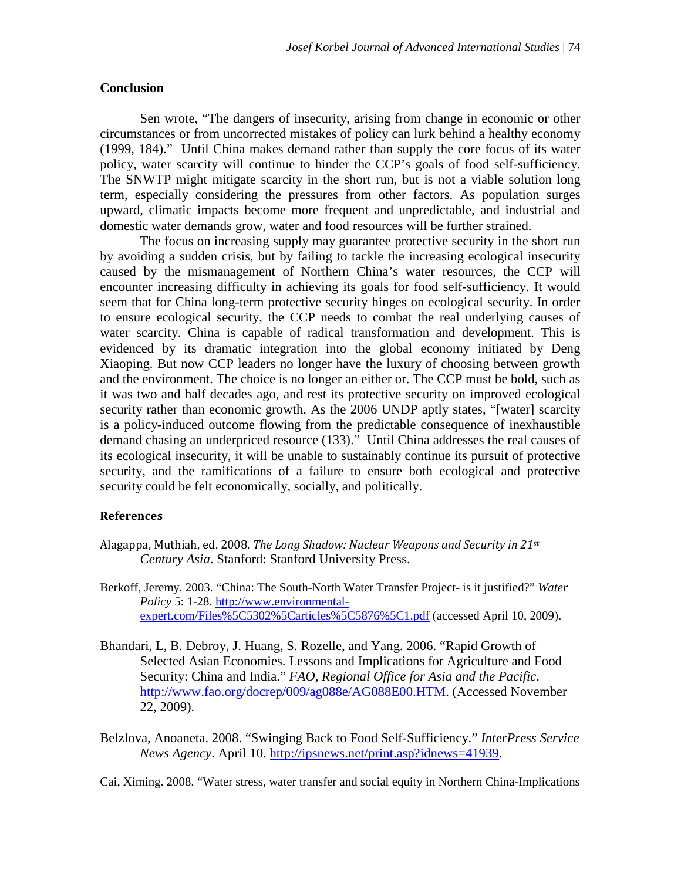## Conclusion

Sen wrote, "The dangers of insecurity, arising from change in economic or other circumstances or from uncorrected mistakes of policy can lurk behind a healthy economy (1999, 184)." Until China makes demand rather than supply the core focus of its water policy, water scarcity will continue to hinder the CCP's goals of food self-sufficiency. The SNWTP might mitigate scarcity in the short run, but is not a viable solution long term, especially considering the pressures from other factors. As population surges upward, climatic impacts become more frequent and unpredictable, and industrial and domestic water demands grow, water and food resources will be further strained.

The focus on increasing supply may guarantee protective security in the short run by avoiding a sudden crisis, but by failing to tackle the increasing ecological insecurity caused by the mismanagement of Northern China's water resources, the CCP will encounter increasing difficulty in achieving its goals for food self-sufficiency. It would seem that for China long-term protective security hinges on ecological security. In order to ensure ecological security, the CCP needs to combat the real underlying causes of water scarcity. China is capable of radical transformation and development. This is evidenced by its dramatic integration into the global economy initiated by Deng Xiaoping. But now CCP leaders no longer have the luxury of choosing between growth and the environment. The choice is no longer an either or. The CCP must be bold, such as it was two and half decades ago, and rest its protective security on improved ecological security rather than economic growth. As the 2006 UNDP aptly states, "[water] scarcity is a policy-induced outcome flowing from the predictable consequence of inexhaustible demand chasing an underpriced resource (133)." Until China addresses the real causes of its ecological insecurity, it will be unable to sustainably continue its pursuit of protective security, and the ramifications of a failure to ensure both ecological and protective security could be felt economically, socially, and politically.

## References

Alagappa, Muthiah, ed. 2008. *The Long Shadow: Nuclear Weapons and Security in 21st Century Asia*. Stanford: Stanford University Press.

Berkoff, Jeremy. 2003. "China: The South-North Water Transfer Project- is it justified?" *Water Policy* 5: 1-28. http://www.environmental-expert.com/Files%5C5302%5Carticles%5C5876%5C1.pdf (accessed April 10, 2009).

Bhandari, L, B. Debroy, J. Huang, S. Rozelle, and Yang. 2006. "Rapid Growth of Selected Asian Economies. Lessons and Implications for Agriculture and Food Security: China and India." *FAO, Regional Office for Asia and the Pacific*. http://www.fao.org/docrep/009/ag088e/AG088E00.HTM. (Accessed November 22, 2009).

Belzlova, Anoaneta. 2008. "Swinging Back to Food Self-Sufficiency." *InterPress Service News Agency*. April 10. http://ipsnews.net/print.asp?idnews=41939.

Cai, Ximing. 2008. "Water stress, water transfer and social equity in Northern China-Implications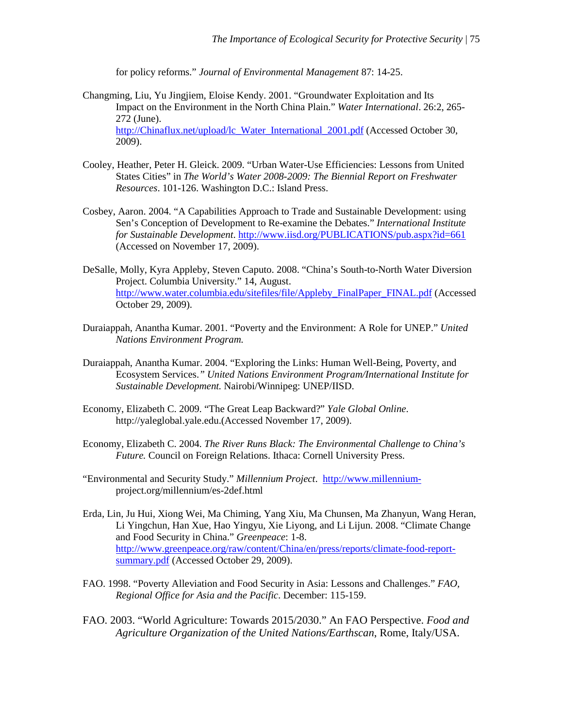for policy reforms." *Journal of Environmental Management* 87: 14-25.

Changming, Liu, Yu Jingjiem, Eloise Kendy. 2001. "Groundwater Exploitation and Its Impact on the Environment in the North China Plain." *Water International*. 26:2, 265-272 (June). http://Chinaflux.net/upload/lc_Water_International_2001.pdf (Accessed October 30, 2009).

Cooley, Heather, Peter H. Gleick. 2009. "Urban Water-Use Efficiencies: Lessons from United States Cities" in *The World's Water 2008-2009: The Biennial Report on Freshwater Resources*. 101-126. Washington D.C.: Island Press.

Cosbey, Aaron. 2004. "A Capabilities Approach to Trade and Sustainable Development: using Sen's Conception of Development to Re-examine the Debates." *International Institute for Sustainable Development*. http://www.iisd.org/PUBLICATIONS/pub.aspx?id=661 (Accessed on November 17, 2009).

DeSalle, Molly, Kyra Appleby, Steven Caputo. 2008. "China's South-to-North Water Diversion Project. Columbia University." 14, August. http://www.water.columbia.edu/sitefiles/file/Appleby_FinalPaper_FINAL.pdf (Accessed October 29, 2009).

Duraiappah, Anantha Kumar. 2001. "Poverty and the Environment: A Role for UNEP." *United Nations Environment Program.*

Duraiappah, Anantha Kumar. 2004. "Exploring the Links: Human Well-Being, Poverty, and Ecosystem Services." *United Nations Environment Program/International Institute for Sustainable Development.* Nairobi/Winnipeg: UNEP/IISD.

Economy, Elizabeth C. 2009. "The Great Leap Backward?" *Yale Global Online*. http://yaleglobal.yale.edu.(Accessed November 17, 2009).

Economy, Elizabeth C. 2004. *The River Runs Black: The Environmental Challenge to China's Future.* Council on Foreign Relations. Ithaca: Cornell University Press.

"Environmental and Security Study." *Millennium Project*. http://www.millennium-project.org/millennium/es-2def.html

Erda, Lin, Ju Hui, Xiong Wei, Ma Chiming, Yang Xiu, Ma Chunsen, Ma Zhanyun, Wang Heran, Li Yingchun, Han Xue, Hao Yingyu, Xie Liyong, and Li Lijun. 2008. "Climate Change and Food Security in China." *Greenpeace*: 1-8. http://www.greenpeace.org/raw/content/China/en/press/reports/climate-food-report-summary.pdf (Accessed October 29, 2009).

FAO. 1998. "Poverty Alleviation and Food Security in Asia: Lessons and Challenges." *FAO, Regional Office for Asia and the Pacific*. December: 115-159.

FAO. 2003. "World Agriculture: Towards 2015/2030." An FAO Perspective. *Food and Agriculture Organization of the United Nations/Earthscan*, Rome, Italy/USA.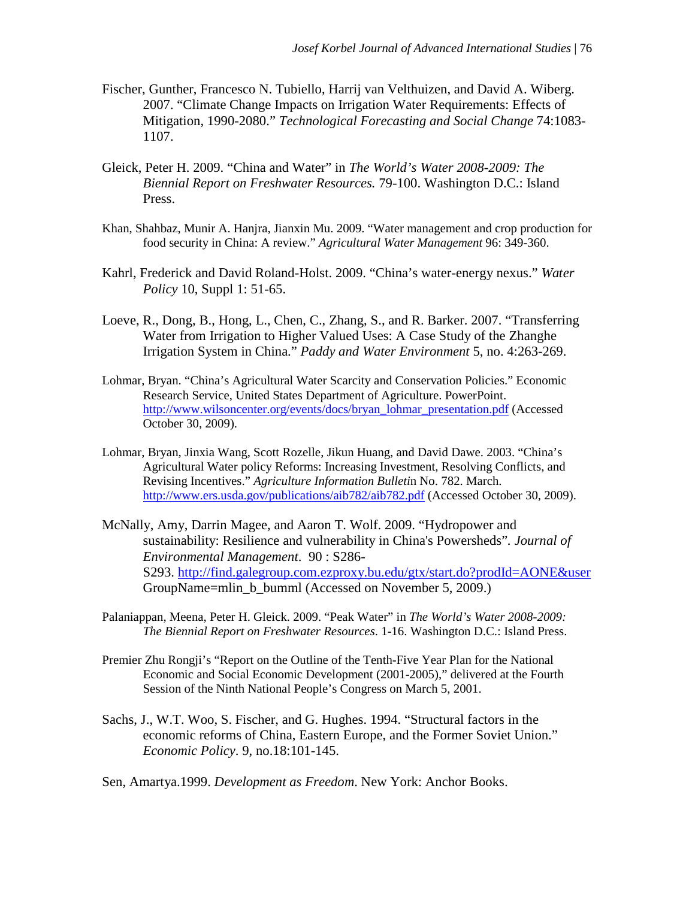Fischer, Gunther, Francesco N. Tubiello, Harrij van Velthuizen, and David A. Wiberg. 2007. "Climate Change Impacts on Irrigation Water Requirements: Effects of Mitigation, 1990-2080." *Technological Forecasting and Social Change* 74:1083-1107.

Gleick, Peter H. 2009. "China and Water" in *The World's Water 2008-2009: The Biennial Report on Freshwater Resources.* 79-100. Washington D.C.: Island Press.

Khan, Shahbaz, Munir A. Hanjra, Jianxin Mu. 2009. "Water management and crop production for food security in China: A review." *Agricultural Water Management* 96: 349-360.

Kahrl, Frederick and David Roland-Holst. 2009. "China's water-energy nexus." *Water Policy* 10, Suppl 1: 51-65.

Loeve, R., Dong, B., Hong, L., Chen, C., Zhang, S., and R. Barker. 2007. "Transferring Water from Irrigation to Higher Valued Uses: A Case Study of the Zhanghe Irrigation System in China." *Paddy and Water Environment* 5, no. 4:263-269.

Lohmar, Bryan. "China's Agricultural Water Scarcity and Conservation Policies." Economic Research Service, United States Department of Agriculture. PowerPoint. http://www.wilsoncenter.org/events/docs/bryan_lohmar_presentation.pdf (Accessed October 30, 2009).

Lohmar, Bryan, Jinxia Wang, Scott Rozelle, Jikun Huang, and David Dawe. 2003. "China's Agricultural Water policy Reforms: Increasing Investment, Resolving Conflicts, and Revising Incentives." *Agriculture Information Bulleti*n No. 782. March. http://www.ers.usda.gov/publications/aib782/aib782.pdf (Accessed October 30, 2009).

McNally, Amy, Darrin Magee, and Aaron T. Wolf. 2009. "Hydropower and sustainability: Resilience and vulnerability in China's Powersheds". *Journal of Environmental Management*. 90 : S286-S293. http://find.galegroup.com.ezproxy.bu.edu/gtx/start.do?prodId=AONE&userGroupName=mlin_b_bumml (Accessed on November 5, 2009.)

Palaniappan, Meena, Peter H. Gleick. 2009. "Peak Water" in *The World's Water 2008-2009: The Biennial Report on Freshwater Resources*. 1-16. Washington D.C.: Island Press.

Premier Zhu Rongji's "Report on the Outline of the Tenth-Five Year Plan for the National Economic and Social Economic Development (2001-2005)," delivered at the Fourth Session of the Ninth National People's Congress on March 5, 2001.

Sachs, J., W.T. Woo, S. Fischer, and G. Hughes. 1994. "Structural factors in the economic reforms of China, Eastern Europe, and the Former Soviet Union." *Economic Policy*. 9, no.18:101-145.

Sen, Amartya.1999. *Development as Freedom*. New York: Anchor Books.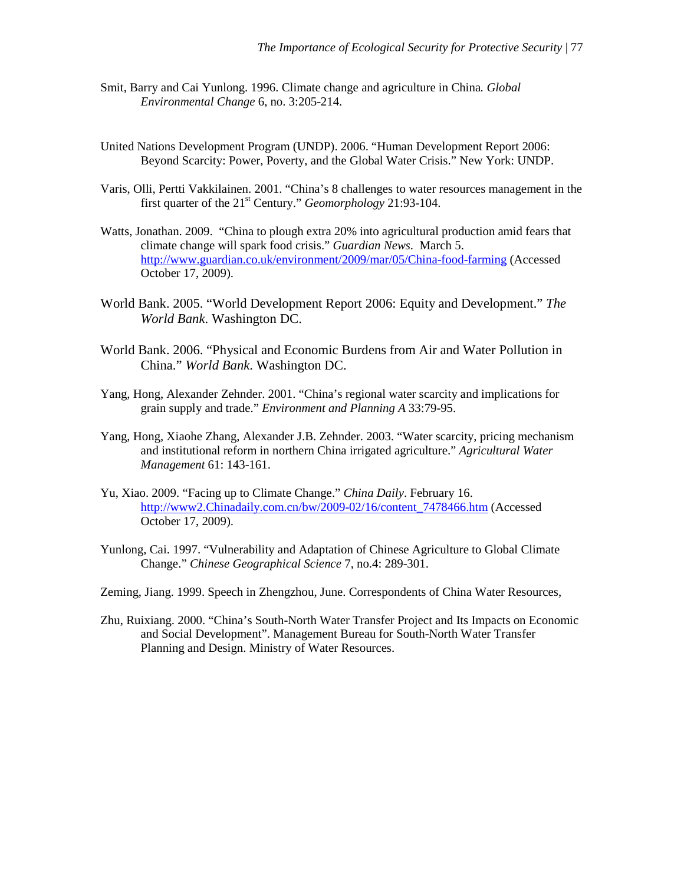Smit, Barry and Cai Yunlong. 1996. Climate change and agriculture in China. *Global Environmental Change* 6, no. 3:205-214.

United Nations Development Program (UNDP). 2006. "Human Development Report 2006: Beyond Scarcity: Power, Poverty, and the Global Water Crisis." New York: UNDP.

Varis, Olli, Pertti Vakkilainen. 2001. "China's 8 challenges to water resources management in the first quarter of the 21st Century." *Geomorphology* 21:93-104.

Watts, Jonathan. 2009. "China to plough extra 20% into agricultural production amid fears that climate change will spark food crisis." *Guardian News*. March 5. http://www.guardian.co.uk/environment/2009/mar/05/China-food-farming (Accessed October 17, 2009).

World Bank. 2005. "World Development Report 2006: Equity and Development." *The World Bank*. Washington DC.

World Bank. 2006. "Physical and Economic Burdens from Air and Water Pollution in China." *World Bank*. Washington DC.

Yang, Hong, Alexander Zehnder. 2001. "China's regional water scarcity and implications for grain supply and trade." *Environment and Planning A* 33:79-95.

Yang, Hong, Xiaohe Zhang, Alexander J.B. Zehnder. 2003. "Water scarcity, pricing mechanism and institutional reform in northern China irrigated agriculture." *Agricultural Water Management* 61: 143-161.

Yu, Xiao. 2009. "Facing up to Climate Change." *China Daily*. February 16. http://www2.Chinadaily.com.cn/bw/2009-02/16/content_7478466.htm (Accessed October 17, 2009).

Yunlong, Cai. 1997. "Vulnerability and Adaptation of Chinese Agriculture to Global Climate Change." *Chinese Geographical Science* 7, no.4: 289-301.

Zeming, Jiang. 1999. Speech in Zhengzhou, June. Correspondents of China Water Resources,

Zhu, Ruixiang. 2000. "China's South-North Water Transfer Project and Its Impacts on Economic and Social Development". Management Bureau for South-North Water Transfer Planning and Design. Ministry of Water Resources.